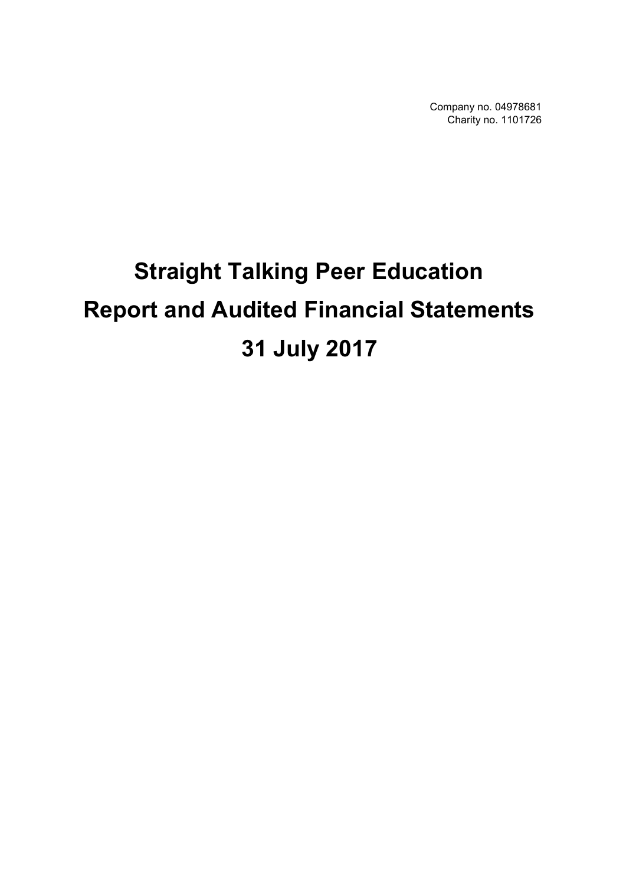Company no. 04978681
Charity no. 1101726

# Straight Talking Peer Education
# Report and Audited Financial Statements
# 31 July 2017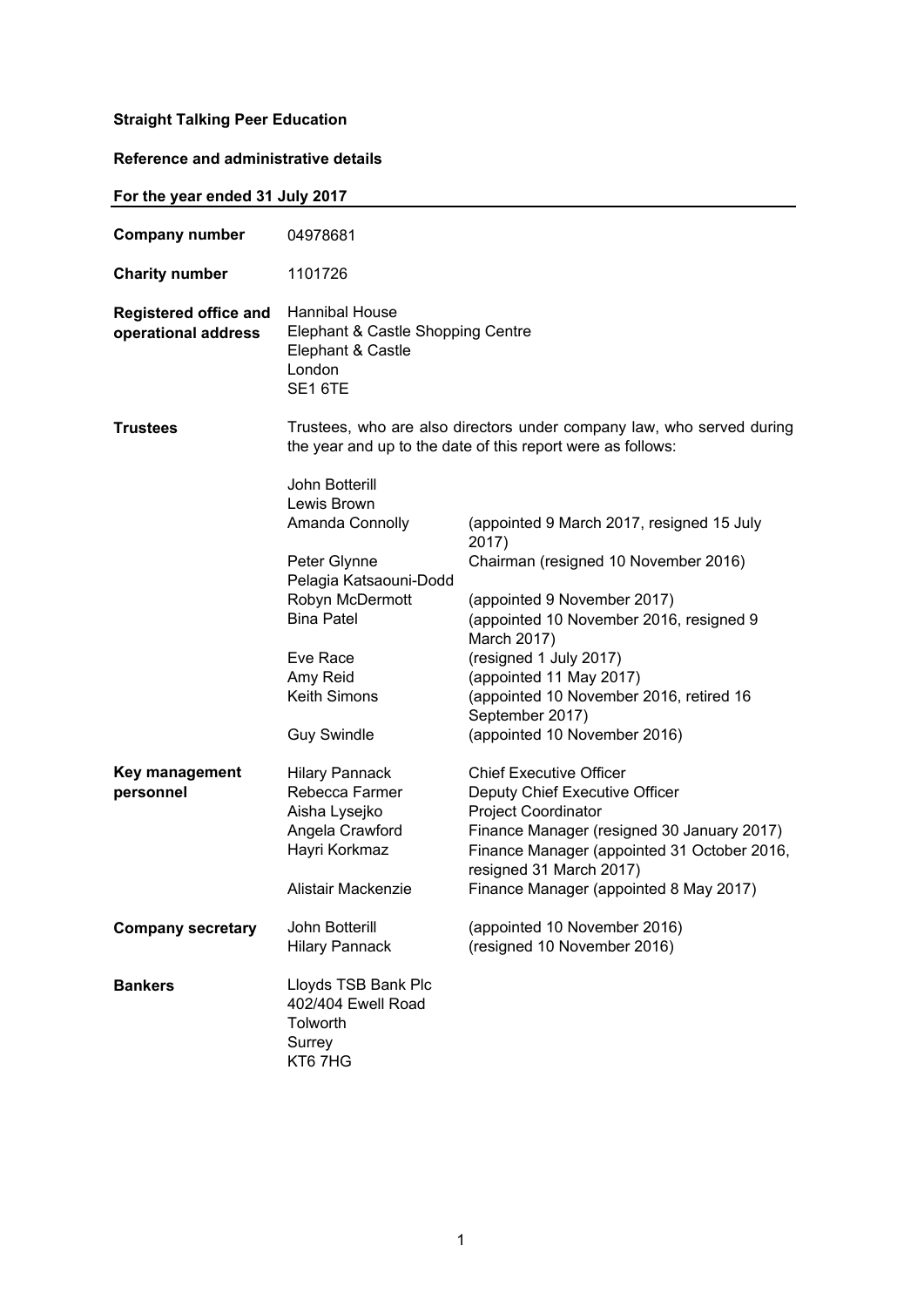**Straight Talking Peer Education**

**Reference and administrative details**

**For the year ended 31 July 2017**

| | | |
|---|---|---|
| **Company number** | 04978681 | |
| **Charity number** | 1101726 | |
| **Registered office and operational address** | Hannibal House<br>Elephant & Castle Shopping Centre<br>Elephant & Castle<br>London<br>SE1 6TE | |
| **Trustees** | Trustees, who are also directors under company law, who served during the year and up to the date of this report were as follows: | |
| | John Botterill | |
| | Lewis Brown | |
| | Amanda Connolly | (appointed 9 March 2017, resigned 15 July 2017) |
| | Peter Glynne | Chairman (resigned 10 November 2016) |
| | Pelagia Katsaouni-Dodd | |
| | Robyn McDermott | (appointed 9 November 2017) |
| | Bina Patel | (appointed 10 November 2016, resigned 9 March 2017) |
| | Eve Race | (resigned 1 July 2017) |
| | Amy Reid | (appointed 11 May 2017) |
| | Keith Simons | (appointed 10 November 2016, retired 16 September 2017) |
| | Guy Swindle | (appointed 10 November 2016) |
| **Key management personnel** | Hilary Pannack | Chief Executive Officer |
| | Rebecca Farmer | Deputy Chief Executive Officer |
| | Aisha Lysejko | Project Coordinator |
| | Angela Crawford | Finance Manager (resigned 30 January 2017) |
| | Hayri Korkmaz | Finance Manager (appointed 31 October 2016, resigned 31 March 2017) |
| | Alistair Mackenzie | Finance Manager (appointed 8 May 2017) |
| **Company secretary** | John Botterill | (appointed 10 November 2016) |
| | Hilary Pannack | (resigned 10 November 2016) |
| **Bankers** | Lloyds TSB Bank Plc<br>402/404 Ewell Road<br>Tolworth<br>Surrey<br>KT6 7HG | |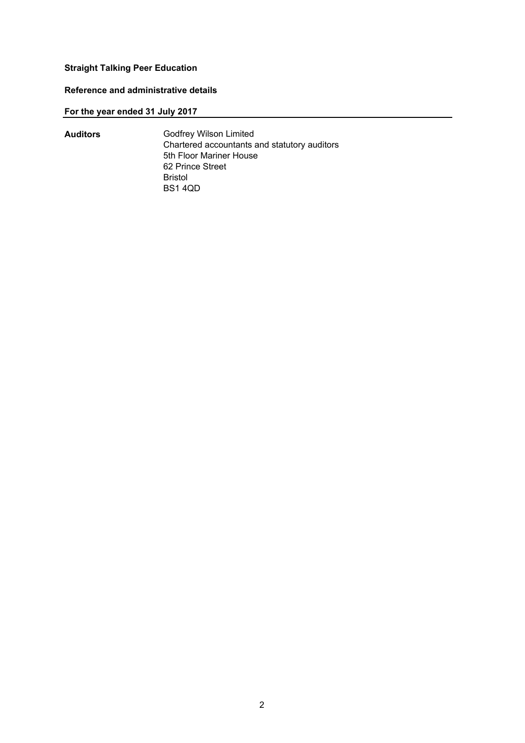**Straight Talking Peer Education**

**Reference and administrative details**

**For the year ended 31 July 2017**

| | |
|---|---|
| **Auditors** | Godfrey Wilson Limited<br>Chartered accountants and statutory auditors<br>5th Floor Mariner House<br>62 Prince Street<br>Bristol<br>BS1 4QD |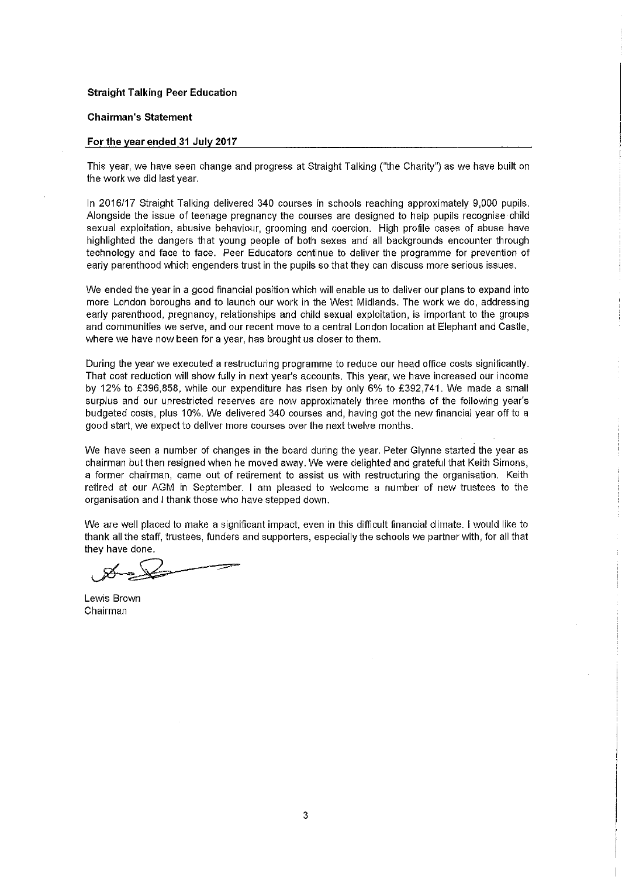**Straight Talking Peer Education**

**Chairman's Statement**

**For the year ended 31 July 2017**

This year, we have seen change and progress at Straight Talking ("the Charity") as we have built on the work we did last year.

In 2016/17 Straight Talking delivered 340 courses in schools reaching approximately 9,000 pupils. Alongside the issue of teenage pregnancy the courses are designed to help pupils recognise child sexual exploitation, abusive behaviour, grooming and coercion. High profile cases of abuse have highlighted the dangers that young people of both sexes and all backgrounds encounter through technology and face to face. Peer Educators continue to deliver the programme for prevention of early parenthood which engenders trust in the pupils so that they can discuss more serious issues.

We ended the year in a good financial position which will enable us to deliver our plans to expand into more London boroughs and to launch our work in the West Midlands. The work we do, addressing early parenthood, pregnancy, relationships and child sexual exploitation, is important to the groups and communities we serve, and our recent move to a central London location at Elephant and Castle, where we have now been for a year, has brought us closer to them.

During the year we executed a restructuring programme to reduce our head office costs significantly. That cost reduction will show fully in next year's accounts. This year, we have increased our income by 12% to £396,858, while our expenditure has risen by only 6% to £392,741. We made a small surplus and our unrestricted reserves are now approximately three months of the following year's budgeted costs, plus 10%. We delivered 340 courses and, having got the new financial year off to a good start, we expect to deliver more courses over the next twelve months.

We have seen a number of changes in the board during the year. Peter Glynne started the year as chairman but then resigned when he moved away. We were delighted and grateful that Keith Simons, a former chairman, came out of retirement to assist us with restructuring the organisation. Keith retired at our AGM in September. I am pleased to welcome a number of new trustees to the organisation and I thank those who have stepped down.

We are well placed to make a significant impact, even in this difficult financial climate. I would like to thank all the staff, trustees, funders and supporters, especially the schools we partner with, for all that they have done.

Lewis Brown
Chairman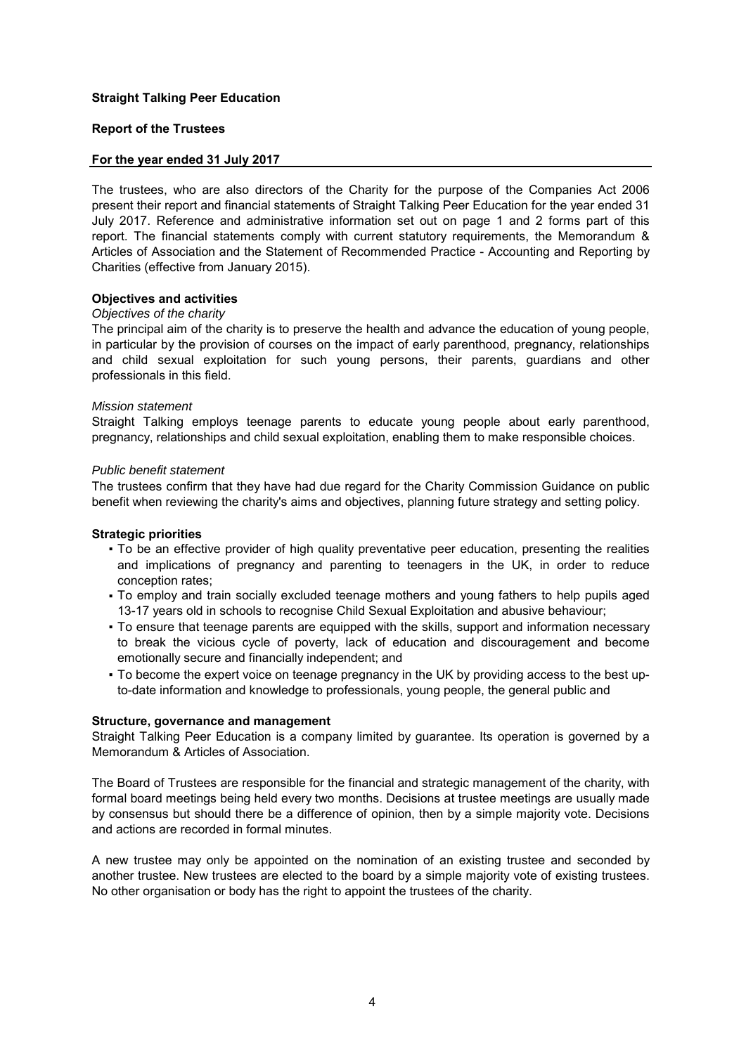**Straight Talking Peer Education**

**Report of the Trustees**

**For the year ended 31 July 2017**

The trustees, who are also directors of the Charity for the purpose of the Companies Act 2006 present their report and financial statements of Straight Talking Peer Education for the year ended 31 July 2017. Reference and administrative information set out on page 1 and 2 forms part of this report. The financial statements comply with current statutory requirements, the Memorandum & Articles of Association and the Statement of Recommended Practice - Accounting and Reporting by Charities (effective from January 2015).

**Objectives and activities**

*Objectives of the charity*

The principal aim of the charity is to preserve the health and advance the education of young people, in particular by the provision of courses on the impact of early parenthood, pregnancy, relationships and child sexual exploitation for such young persons, their parents, guardians and other professionals in this field.

*Mission statement*

Straight Talking employs teenage parents to educate young people about early parenthood, pregnancy, relationships and child sexual exploitation, enabling them to make responsible choices.

*Public benefit statement*

The trustees confirm that they have had due regard for the Charity Commission Guidance on public benefit when reviewing the charity's aims and objectives, planning future strategy and setting policy.

**Strategic priorities**

- To be an effective provider of high quality preventative peer education, presenting the realities and implications of pregnancy and parenting to teenagers in the UK, in order to reduce conception rates;
- To employ and train socially excluded teenage mothers and young fathers to help pupils aged 13-17 years old in schools to recognise Child Sexual Exploitation and abusive behaviour;
- To ensure that teenage parents are equipped with the skills, support and information necessary to break the vicious cycle of poverty, lack of education and discouragement and become emotionally secure and financially independent; and
- To become the expert voice on teenage pregnancy in the UK by providing access to the best up-to-date information and knowledge to professionals, young people, the general public and

**Structure, governance and management**

Straight Talking Peer Education is a company limited by guarantee. Its operation is governed by a Memorandum & Articles of Association.

The Board of Trustees are responsible for the financial and strategic management of the charity, with formal board meetings being held every two months. Decisions at trustee meetings are usually made by consensus but should there be a difference of opinion, then by a simple majority vote. Decisions and actions are recorded in formal minutes.

A new trustee may only be appointed on the nomination of an existing trustee and seconded by another trustee. New trustees are elected to the board by a simple majority vote of existing trustees. No other organisation or body has the right to appoint the trustees of the charity.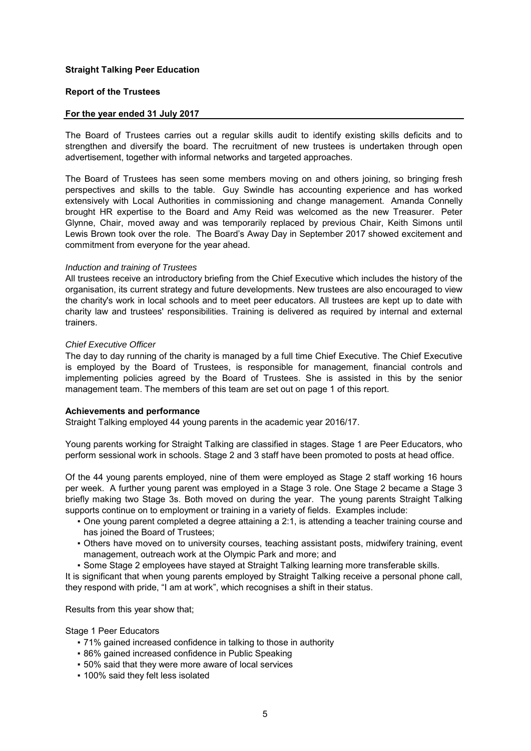**Straight Talking Peer Education**

**Report of the Trustees**

**For the year ended 31 July 2017**

The Board of Trustees carries out a regular skills audit to identify existing skills deficits and to strengthen and diversify the board. The recruitment of new trustees is undertaken through open advertisement, together with informal networks and targeted approaches.

The Board of Trustees has seen some members moving on and others joining, so bringing fresh perspectives and skills to the table. Guy Swindle has accounting experience and has worked extensively with Local Authorities in commissioning and change management. Amanda Connelly brought HR expertise to the Board and Amy Reid was welcomed as the new Treasurer. Peter Glynne, Chair, moved away and was temporarily replaced by previous Chair, Keith Simons until Lewis Brown took over the role. The Board's Away Day in September 2017 showed excitement and commitment from everyone for the year ahead.

*Induction and training of Trustees*

All trustees receive an introductory briefing from the Chief Executive which includes the history of the organisation, its current strategy and future developments. New trustees are also encouraged to view the charity's work in local schools and to meet peer educators. All trustees are kept up to date with charity law and trustees' responsibilities. Training is delivered as required by internal and external trainers.

*Chief Executive Officer*

The day to day running of the charity is managed by a full time Chief Executive. The Chief Executive is employed by the Board of Trustees, is responsible for management, financial controls and implementing policies agreed by the Board of Trustees. She is assisted in this by the senior management team. The members of this team are set out on page 1 of this report.

**Achievements and performance**

Straight Talking employed 44 young parents in the academic year 2016/17.

Young parents working for Straight Talking are classified in stages. Stage 1 are Peer Educators, who perform sessional work in schools. Stage 2 and 3 staff have been promoted to posts at head office.

Of the 44 young parents employed, nine of them were employed as Stage 2 staff working 16 hours per week. A further young parent was employed in a Stage 3 role. One Stage 2 became a Stage 3 briefly making two Stage 3s. Both moved on during the year. The young parents Straight Talking supports continue on to employment or training in a variety of fields. Examples include:

- One young parent completed a degree attaining a 2:1, is attending a teacher training course and has joined the Board of Trustees;
- Others have moved on to university courses, teaching assistant posts, midwifery training, event management, outreach work at the Olympic Park and more; and
- Some Stage 2 employees have stayed at Straight Talking learning more transferable skills.

It is significant that when young parents employed by Straight Talking receive a personal phone call, they respond with pride, "I am at work", which recognises a shift in their status.

Results from this year show that;

Stage 1 Peer Educators

- 71% gained increased confidence in talking to those in authority
- 86% gained increased confidence in Public Speaking
- 50% said that they were more aware of local services
- 100% said they felt less isolated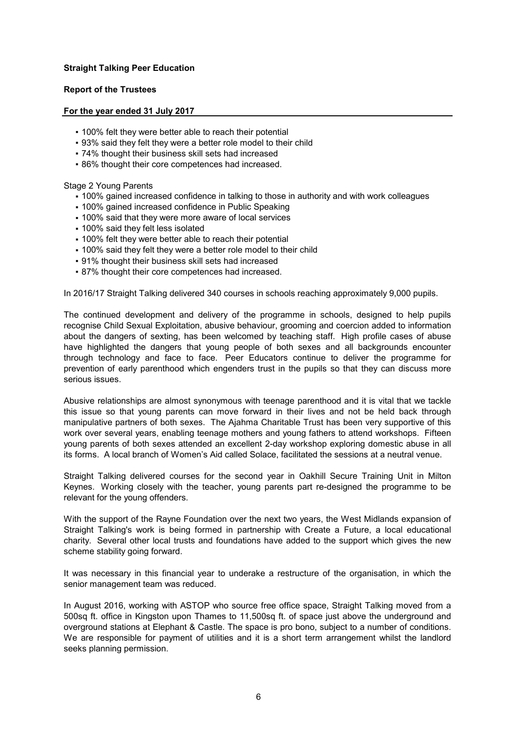**Straight Talking Peer Education**

**Report of the Trustees**

**For the year ended 31 July 2017**

- 100% felt they were better able to reach their potential
- 93% said they felt they were a better role model to their child
- 74% thought their business skill sets had increased
- 86% thought their core competences had increased.

Stage 2 Young Parents

- 100% gained increased confidence in talking to those in authority and with work colleagues
- 100% gained increased confidence in Public Speaking
- 100% said that they were more aware of local services
- 100% said they felt less isolated
- 100% felt they were better able to reach their potential
- 100% said they felt they were a better role model to their child
- 91% thought their business skill sets had increased
- 87% thought their core competences had increased.

In 2016/17 Straight Talking delivered 340 courses in schools reaching approximately 9,000 pupils.

The continued development and delivery of the programme in schools, designed to help pupils recognise Child Sexual Exploitation, abusive behaviour, grooming and coercion added to information about the dangers of sexting, has been welcomed by teaching staff. High profile cases of abuse have highlighted the dangers that young people of both sexes and all backgrounds encounter through technology and face to face. Peer Educators continue to deliver the programme for prevention of early parenthood which engenders trust in the pupils so that they can discuss more serious issues.

Abusive relationships are almost synonymous with teenage parenthood and it is vital that we tackle this issue so that young parents can move forward in their lives and not be held back through manipulative partners of both sexes. The Ajahma Charitable Trust has been very supportive of this work over several years, enabling teenage mothers and young fathers to attend workshops. Fifteen young parents of both sexes attended an excellent 2-day workshop exploring domestic abuse in all its forms. A local branch of Women's Aid called Solace, facilitated the sessions at a neutral venue.

Straight Talking delivered courses for the second year in Oakhill Secure Training Unit in Milton Keynes. Working closely with the teacher, young parents part re-designed the programme to be relevant for the young offenders.

With the support of the Rayne Foundation over the next two years, the West Midlands expansion of Straight Talking's work is being formed in partnership with Create a Future, a local educational charity. Several other local trusts and foundations have added to the support which gives the new scheme stability going forward.

It was necessary in this financial year to underake a restructure of the organisation, in which the senior management team was reduced.

In August 2016, working with ASTOP who source free office space, Straight Talking moved from a 500sq ft. office in Kingston upon Thames to 11,500sq ft. of space just above the underground and overground stations at Elephant & Castle. The space is pro bono, subject to a number of conditions. We are responsible for payment of utilities and it is a short term arrangement whilst the landlord seeks planning permission.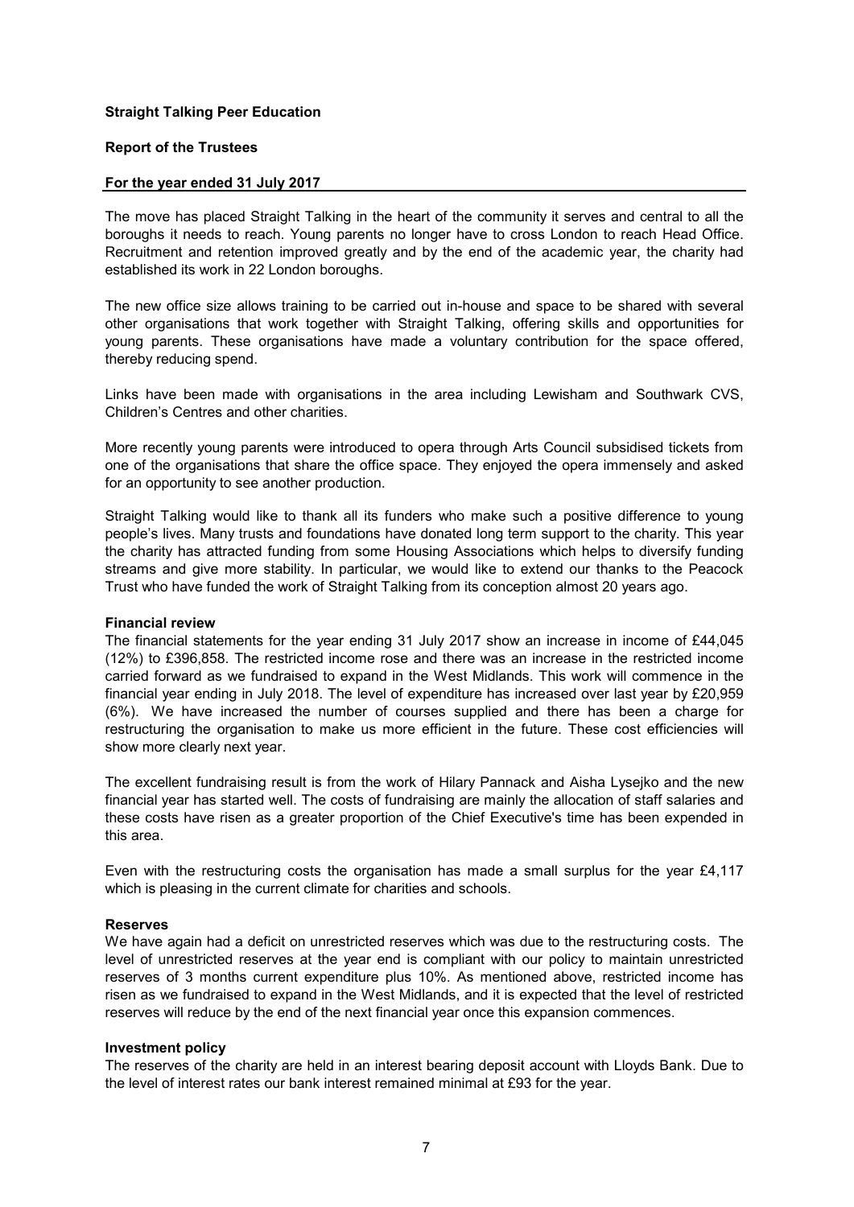**Straight Talking Peer Education**

**Report of the Trustees**

**For the year ended 31 July 2017**

The move has placed Straight Talking in the heart of the community it serves and central to all the boroughs it needs to reach. Young parents no longer have to cross London to reach Head Office. Recruitment and retention improved greatly and by the end of the academic year, the charity had established its work in 22 London boroughs.

The new office size allows training to be carried out in-house and space to be shared with several other organisations that work together with Straight Talking, offering skills and opportunities for young parents. These organisations have made a voluntary contribution for the space offered, thereby reducing spend.

Links have been made with organisations in the area including Lewisham and Southwark CVS, Children's Centres and other charities.

More recently young parents were introduced to opera through Arts Council subsidised tickets from one of the organisations that share the office space. They enjoyed the opera immensely and asked for an opportunity to see another production.

Straight Talking would like to thank all its funders who make such a positive difference to young people's lives. Many trusts and foundations have donated long term support to the charity. This year the charity has attracted funding from some Housing Associations which helps to diversify funding streams and give more stability. In particular, we would like to extend our thanks to the Peacock Trust who have funded the work of Straight Talking from its conception almost 20 years ago.

**Financial review**

The financial statements for the year ending 31 July 2017 show an increase in income of £44,045 (12%) to £396,858. The restricted income rose and there was an increase in the restricted income carried forward as we fundraised to expand in the West Midlands. This work will commence in the financial year ending in July 2018. The level of expenditure has increased over last year by £20,959 (6%). We have increased the number of courses supplied and there has been a charge for restructuring the organisation to make us more efficient in the future. These cost efficiencies will show more clearly next year.

The excellent fundraising result is from the work of Hilary Pannack and Aisha Lysejko and the new financial year has started well. The costs of fundraising are mainly the allocation of staff salaries and these costs have risen as a greater proportion of the Chief Executive's time has been expended in this area.

Even with the restructuring costs the organisation has made a small surplus for the year £4,117 which is pleasing in the current climate for charities and schools.

**Reserves**

We have again had a deficit on unrestricted reserves which was due to the restructuring costs. The level of unrestricted reserves at the year end is compliant with our policy to maintain unrestricted reserves of 3 months current expenditure plus 10%. As mentioned above, restricted income has risen as we fundraised to expand in the West Midlands, and it is expected that the level of restricted reserves will reduce by the end of the next financial year once this expansion commences.

**Investment policy**

The reserves of the charity are held in an interest bearing deposit account with Lloyds Bank. Due to the level of interest rates our bank interest remained minimal at £93 for the year.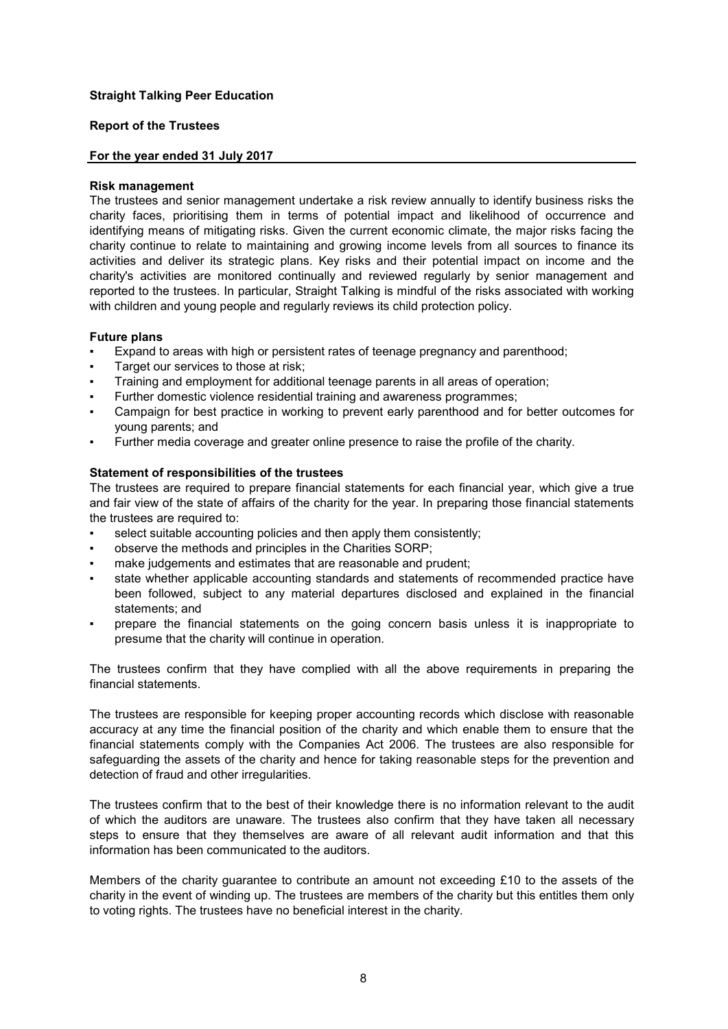**Straight Talking Peer Education**

**Report of the Trustees**

**For the year ended 31 July 2017**

### Risk management

The trustees and senior management undertake a risk review annually to identify business risks the charity faces, prioritising them in terms of potential impact and likelihood of occurrence and identifying means of mitigating risks. Given the current economic climate, the major risks facing the charity continue to relate to maintaining and growing income levels from all sources to finance its activities and deliver its strategic plans. Key risks and their potential impact on income and the charity's activities are monitored continually and reviewed regularly by senior management and reported to the trustees. In particular, Straight Talking is mindful of the risks associated with working with children and young people and regularly reviews its child protection policy.

### Future plans

- Expand to areas with high or persistent rates of teenage pregnancy and parenthood;
- Target our services to those at risk;
- Training and employment for additional teenage parents in all areas of operation;
- Further domestic violence residential training and awareness programmes;
- Campaign for best practice in working to prevent early parenthood and for better outcomes for young parents; and
- Further media coverage and greater online presence to raise the profile of the charity.

### Statement of responsibilities of the trustees

The trustees are required to prepare financial statements for each financial year, which give a true and fair view of the state of affairs of the charity for the year. In preparing those financial statements the trustees are required to:

- select suitable accounting policies and then apply them consistently;
- observe the methods and principles in the Charities SORP;
- make judgements and estimates that are reasonable and prudent;
- state whether applicable accounting standards and statements of recommended practice have been followed, subject to any material departures disclosed and explained in the financial statements; and
- prepare the financial statements on the going concern basis unless it is inappropriate to presume that the charity will continue in operation.

The trustees confirm that they have complied with all the above requirements in preparing the financial statements.

The trustees are responsible for keeping proper accounting records which disclose with reasonable accuracy at any time the financial position of the charity and which enable them to ensure that the financial statements comply with the Companies Act 2006. The trustees are also responsible for safeguarding the assets of the charity and hence for taking reasonable steps for the prevention and detection of fraud and other irregularities.

The trustees confirm that to the best of their knowledge there is no information relevant to the audit of which the auditors are unaware. The trustees also confirm that they have taken all necessary steps to ensure that they themselves are aware of all relevant audit information and that this information has been communicated to the auditors.

Members of the charity guarantee to contribute an amount not exceeding £10 to the assets of the charity in the event of winding up. The trustees are members of the charity but this entitles them only to voting rights. The trustees have no beneficial interest in the charity.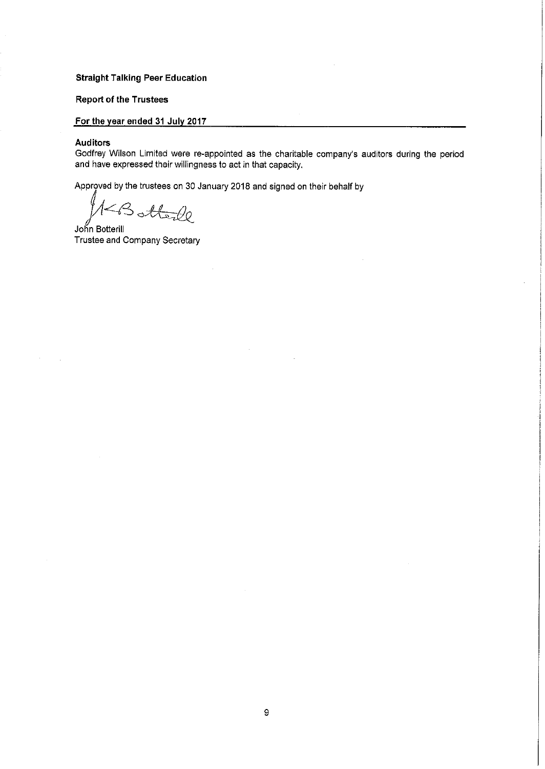**Straight Talking Peer Education**

**Report of the Trustees**

**For the year ended 31 July 2017**

**Auditors**

Godfrey Wilson Limited were re-appointed as the charitable company's auditors during the period and have expressed their willingness to act in that capacity.

Approved by the trustees on 30 January 2018 and signed on their behalf by

John Botterill
Trustee and Company Secretary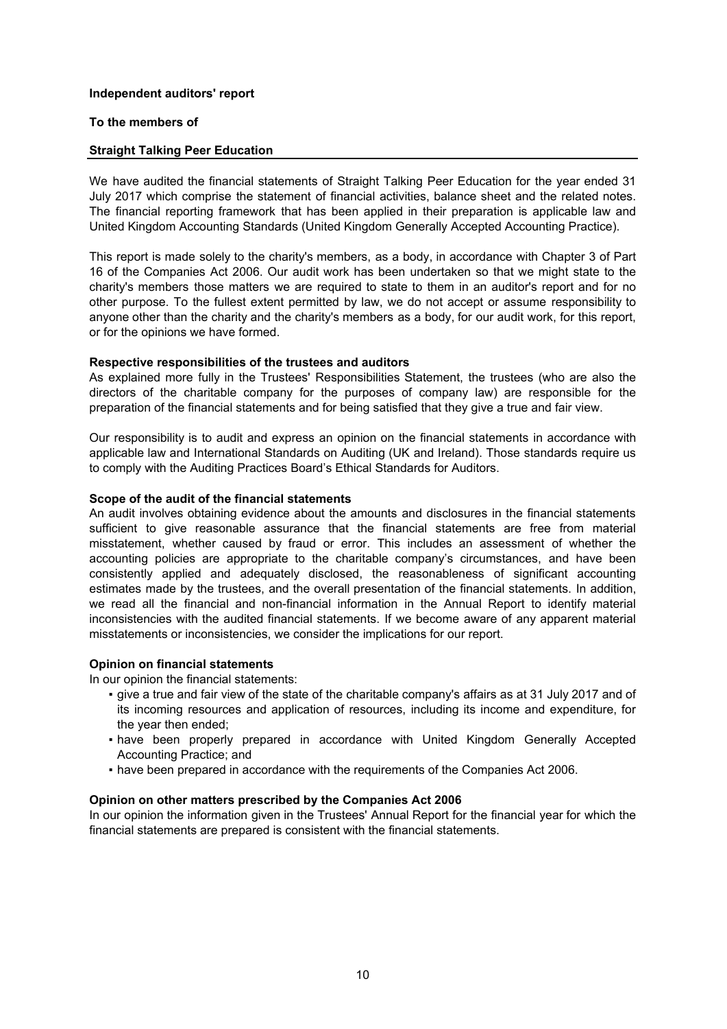**Independent auditors' report**

**To the members of**

**Straight Talking Peer Education**

We have audited the financial statements of Straight Talking Peer Education for the year ended 31 July 2017 which comprise the statement of financial activities, balance sheet and the related notes. The financial reporting framework that has been applied in their preparation is applicable law and United Kingdom Accounting Standards (United Kingdom Generally Accepted Accounting Practice).

This report is made solely to the charity's members, as a body, in accordance with Chapter 3 of Part 16 of the Companies Act 2006. Our audit work has been undertaken so that we might state to the charity's members those matters we are required to state to them in an auditor's report and for no other purpose. To the fullest extent permitted by law, we do not accept or assume responsibility to anyone other than the charity and the charity's members as a body, for our audit work, for this report, or for the opinions we have formed.

**Respective responsibilities of the trustees and auditors**

As explained more fully in the Trustees' Responsibilities Statement, the trustees (who are also the directors of the charitable company for the purposes of company law) are responsible for the preparation of the financial statements and for being satisfied that they give a true and fair view.

Our responsibility is to audit and express an opinion on the financial statements in accordance with applicable law and International Standards on Auditing (UK and Ireland). Those standards require us to comply with the Auditing Practices Board's Ethical Standards for Auditors.

**Scope of the audit of the financial statements**

An audit involves obtaining evidence about the amounts and disclosures in the financial statements sufficient to give reasonable assurance that the financial statements are free from material misstatement, whether caused by fraud or error. This includes an assessment of whether the accounting policies are appropriate to the charitable company's circumstances, and have been consistently applied and adequately disclosed, the reasonableness of significant accounting estimates made by the trustees, and the overall presentation of the financial statements. In addition, we read all the financial and non-financial information in the Annual Report to identify material inconsistencies with the audited financial statements. If we become aware of any apparent material misstatements or inconsistencies, we consider the implications for our report.

**Opinion on financial statements**

In our opinion the financial statements:

- give a true and fair view of the state of the charitable company's affairs as at 31 July 2017 and of its incoming resources and application of resources, including its income and expenditure, for the year then ended;
- have been properly prepared in accordance with United Kingdom Generally Accepted Accounting Practice; and
- have been prepared in accordance with the requirements of the Companies Act 2006.

**Opinion on other matters prescribed by the Companies Act 2006**

In our opinion the information given in the Trustees' Annual Report for the financial year for which the financial statements are prepared is consistent with the financial statements.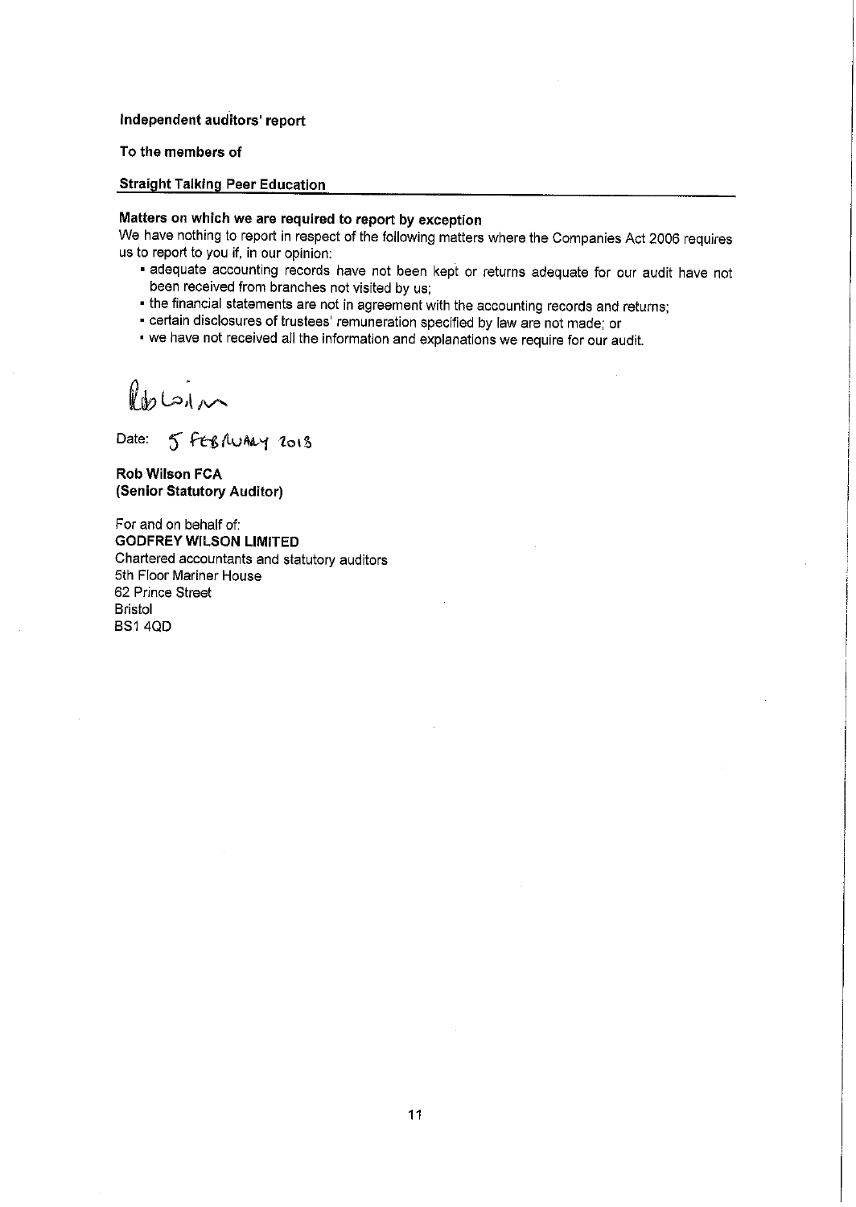**Independent auditors' report**

**To the members of**

**Straight Talking Peer Education**

**Matters on which we are required to report by exception**

We have nothing to report in respect of the following matters where the Companies Act 2006 requires us to report to you if, in our opinion:

- adequate accounting records have not been kept or returns adequate for our audit have not been received from branches not visited by us;
- the financial statements are not in agreement with the accounting records and returns;
- certain disclosures of trustees' remuneration specified by law are not made; or
- we have not received all the information and explanations we require for our audit.

Rob Wilson

Date: 5 February 2013

**Rob Wilson FCA**
**(Senior Statutory Auditor)**

For and on behalf of:
**GODFREY WILSON LIMITED**
Chartered accountants and statutory auditors
5th Floor Mariner House
62 Prince Street
Bristol
BS1 4QD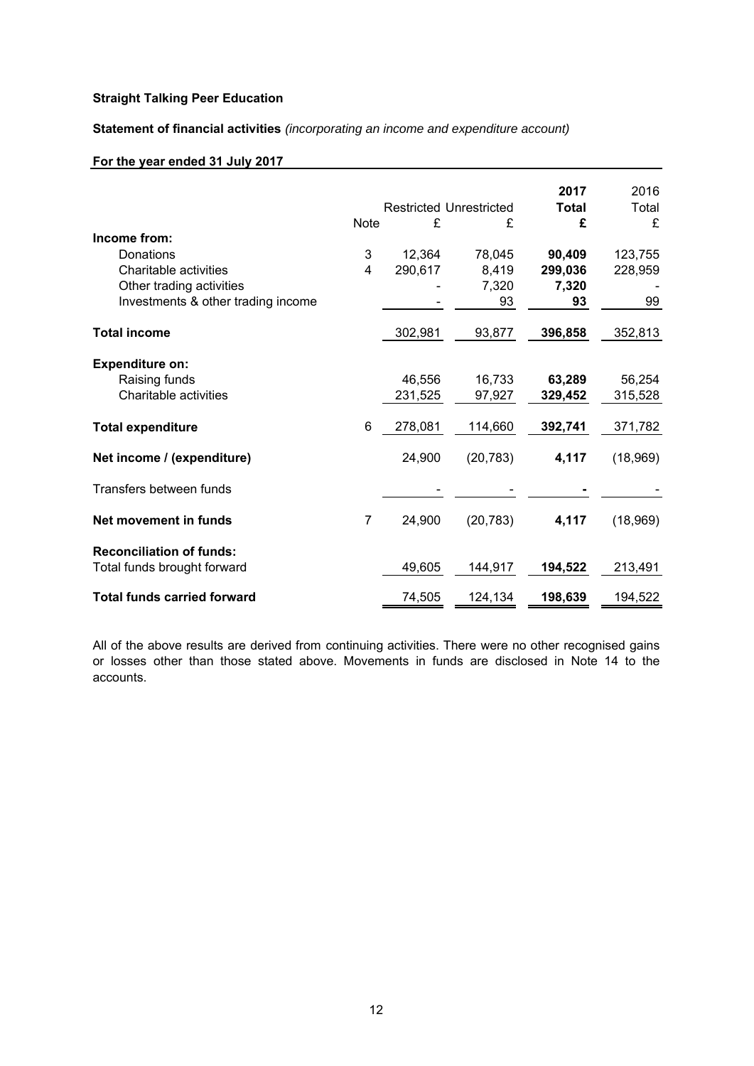**Straight Talking Peer Education**

**Statement of financial activities** *(incorporating an income and expenditure account)*

**For the year ended 31 July 2017**

| | Note | Restricted £ | Unrestricted £ | 2017 Total £ | 2016 Total £ |
|---|---|---|---|---|---|
| **Income from:** | | | | | |
| Donations | 3 | 12,364 | 78,045 | **90,409** | 123,755 |
| Charitable activities | 4 | 290,617 | 8,419 | **299,036** | 228,959 |
| Other trading activities | | - | 7,320 | **7,320** | - |
| Investments & other trading income | | - | 93 | **93** | 99 |
| **Total income** | | 302,981 | 93,877 | **396,858** | 352,813 |
| **Expenditure on:** | | | | | |
| Raising funds | | 46,556 | 16,733 | **63,289** | 56,254 |
| Charitable activities | | 231,525 | 97,927 | **329,452** | 315,528 |
| **Total expenditure** | 6 | 278,081 | 114,660 | **392,741** | 371,782 |
| **Net income / (expenditure)** | | 24,900 | (20,783) | **4,117** | (18,969) |
| Transfers between funds | | - | - | **-** | - |
| **Net movement in funds** | 7 | 24,900 | (20,783) | **4,117** | (18,969) |
| **Reconciliation of funds:** | | | | | |
| Total funds brought forward | | 49,605 | 144,917 | **194,522** | 213,491 |
| **Total funds carried forward** | | 74,505 | 124,134 | **198,639** | 194,522 |

All of the above results are derived from continuing activities. There were no other recognised gains or losses other than those stated above. Movements in funds are disclosed in Note 14 to the accounts.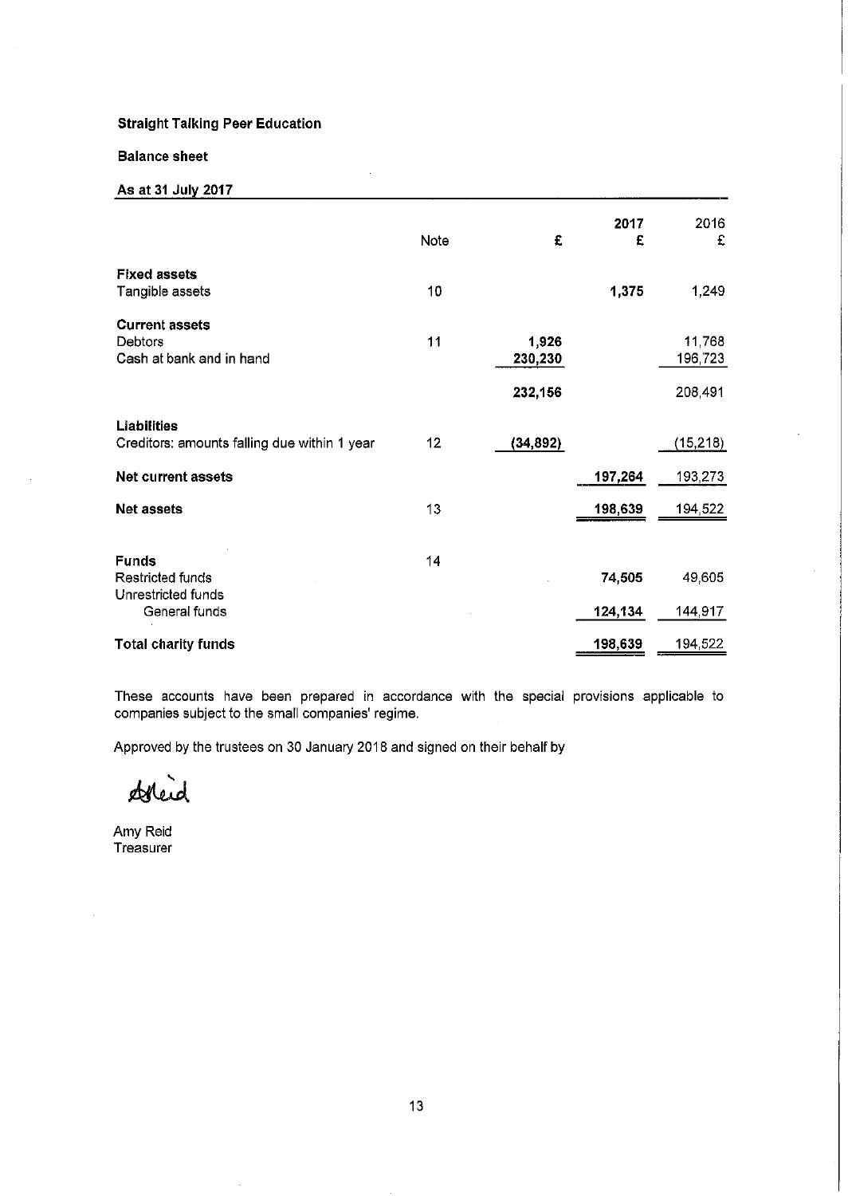**Straight Talking Peer Education**

**Balance sheet**

**As at 31 July 2017**

| | Note | £ | 2017 £ | 2016 £ |
|---|---|---|---|---|
| **Fixed assets** | | | | |
| Tangible assets | 10 | | **1,375** | 1,249 |
| **Current assets** | | | | |
| Debtors | 11 | **1,926** | | 11,768 |
| Cash at bank and in hand | | **230,230** | | 196,723 |
| | | **232,156** | | 208,491 |
| **Liabilities** | | | | |
| Creditors: amounts falling due within 1 year | 12 | **(34,892)** | | (15,218) |
| **Net current assets** | | | **197,264** | 193,273 |
| **Net assets** | 13 | | **198,639** | 194,522 |
| **Funds** | 14 | | | |
| Restricted funds | | | **74,505** | 49,605 |
| Unrestricted funds | | | | |
| General funds | | | **124,134** | 144,917 |
| **Total charity funds** | | | **198,639** | 194,522 |

These accounts have been prepared in accordance with the special provisions applicable to companies subject to the small companies' regime.

Approved by the trustees on 30 January 2018 and signed on their behalf by

Amy Reid
Treasurer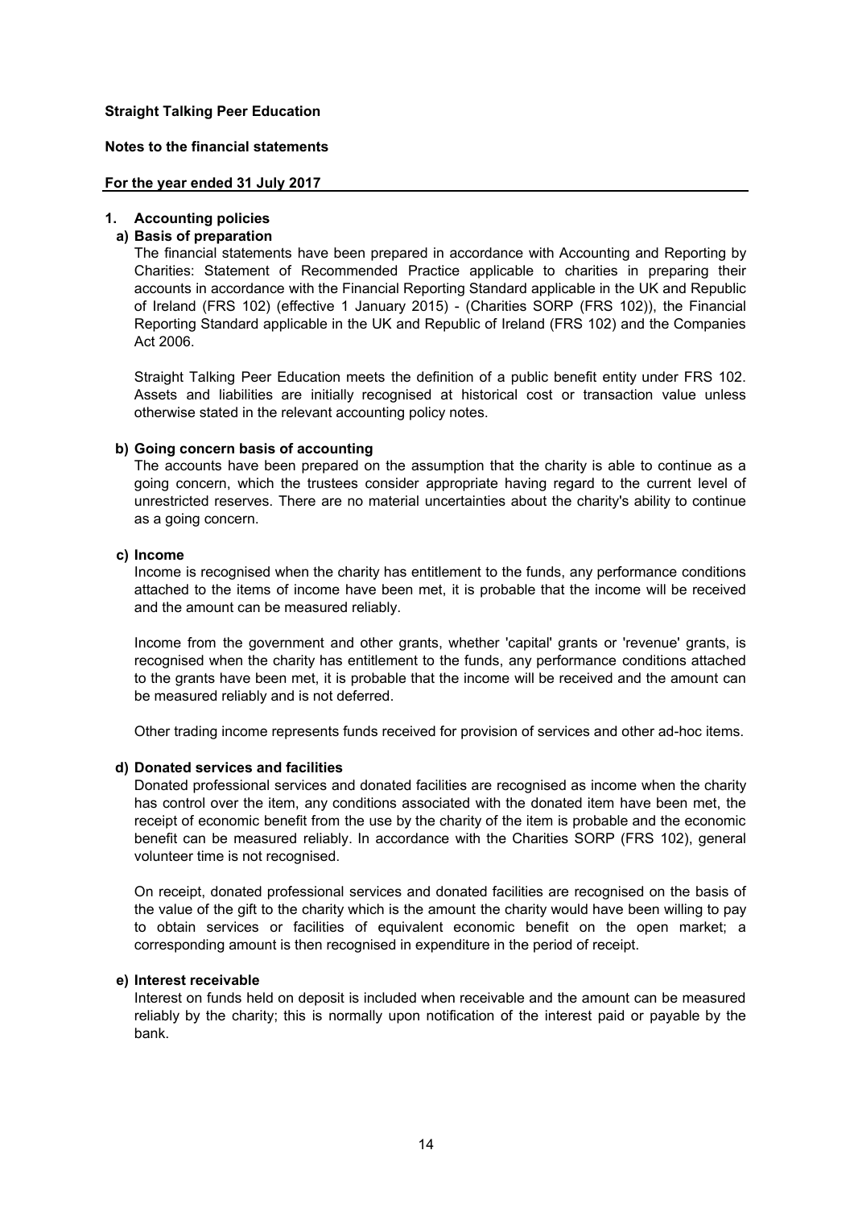**Straight Talking Peer Education**

**Notes to the financial statements**

**For the year ended 31 July 2017**

## 1. Accounting policies

### a) Basis of preparation

The financial statements have been prepared in accordance with Accounting and Reporting by Charities: Statement of Recommended Practice applicable to charities in preparing their accounts in accordance with the Financial Reporting Standard applicable in the UK and Republic of Ireland (FRS 102) (effective 1 January 2015) - (Charities SORP (FRS 102)), the Financial Reporting Standard applicable in the UK and Republic of Ireland (FRS 102) and the Companies Act 2006.

Straight Talking Peer Education meets the definition of a public benefit entity under FRS 102. Assets and liabilities are initially recognised at historical cost or transaction value unless otherwise stated in the relevant accounting policy notes.

### b) Going concern basis of accounting

The accounts have been prepared on the assumption that the charity is able to continue as a going concern, which the trustees consider appropriate having regard to the current level of unrestricted reserves. There are no material uncertainties about the charity's ability to continue as a going concern.

### c) Income

Income is recognised when the charity has entitlement to the funds, any performance conditions attached to the items of income have been met, it is probable that the income will be received and the amount can be measured reliably.

Income from the government and other grants, whether 'capital' grants or 'revenue' grants, is recognised when the charity has entitlement to the funds, any performance conditions attached to the grants have been met, it is probable that the income will be received and the amount can be measured reliably and is not deferred.

Other trading income represents funds received for provision of services and other ad-hoc items.

### d) Donated services and facilities

Donated professional services and donated facilities are recognised as income when the charity has control over the item, any conditions associated with the donated item have been met, the receipt of economic benefit from the use by the charity of the item is probable and the economic benefit can be measured reliably. In accordance with the Charities SORP (FRS 102), general volunteer time is not recognised.

On receipt, donated professional services and donated facilities are recognised on the basis of the value of the gift to the charity which is the amount the charity would have been willing to pay to obtain services or facilities of equivalent economic benefit on the open market; a corresponding amount is then recognised in expenditure in the period of receipt.

### e) Interest receivable

Interest on funds held on deposit is included when receivable and the amount can be measured reliably by the charity; this is normally upon notification of the interest paid or payable by the bank.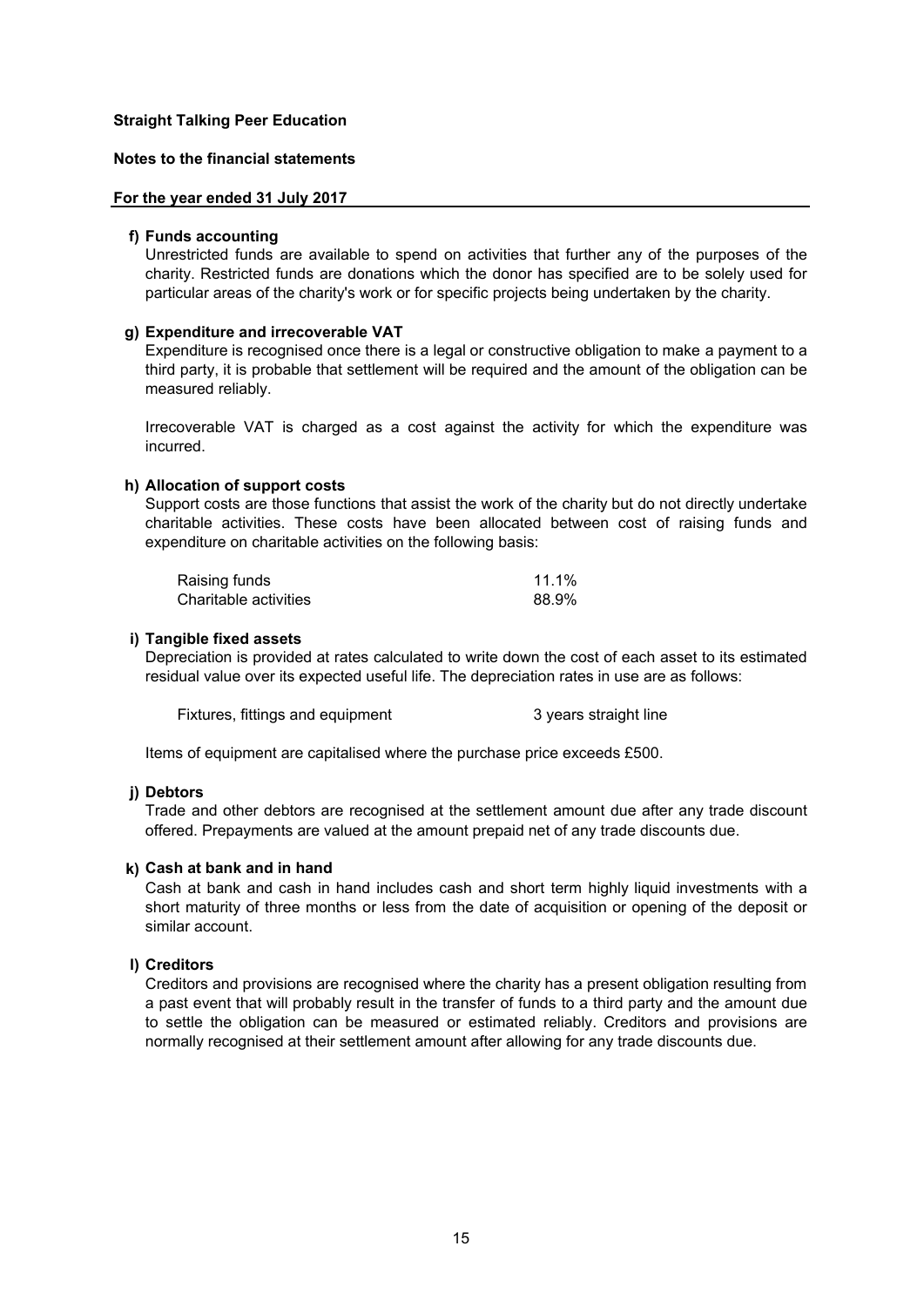**Straight Talking Peer Education**

**Notes to the financial statements**

**For the year ended 31 July 2017**

**f) Funds accounting**

Unrestricted funds are available to spend on activities that further any of the purposes of the charity. Restricted funds are donations which the donor has specified are to be solely used for particular areas of the charity's work or for specific projects being undertaken by the charity.

**g) Expenditure and irrecoverable VAT**

Expenditure is recognised once there is a legal or constructive obligation to make a payment to a third party, it is probable that settlement will be required and the amount of the obligation can be measured reliably.

Irrecoverable VAT is charged as a cost against the activity for which the expenditure was incurred.

**h) Allocation of support costs**

Support costs are those functions that assist the work of the charity but do not directly undertake charitable activities. These costs have been allocated between cost of raising funds and expenditure on charitable activities on the following basis:

| | |
|---|---|
| Raising funds | 11.1% |
| Charitable activities | 88.9% |

**i) Tangible fixed assets**

Depreciation is provided at rates calculated to write down the cost of each asset to its estimated residual value over its expected useful life. The depreciation rates in use are as follows:

| | |
|---|---|
| Fixtures, fittings and equipment | 3 years straight line |

Items of equipment are capitalised where the purchase price exceeds £500.

**j) Debtors**

Trade and other debtors are recognised at the settlement amount due after any trade discount offered. Prepayments are valued at the amount prepaid net of any trade discounts due.

**k) Cash at bank and in hand**

Cash at bank and cash in hand includes cash and short term highly liquid investments with a short maturity of three months or less from the date of acquisition or opening of the deposit or similar account.

**l) Creditors**

Creditors and provisions are recognised where the charity has a present obligation resulting from a past event that will probably result in the transfer of funds to a third party and the amount due to settle the obligation can be measured or estimated reliably. Creditors and provisions are normally recognised at their settlement amount after allowing for any trade discounts due.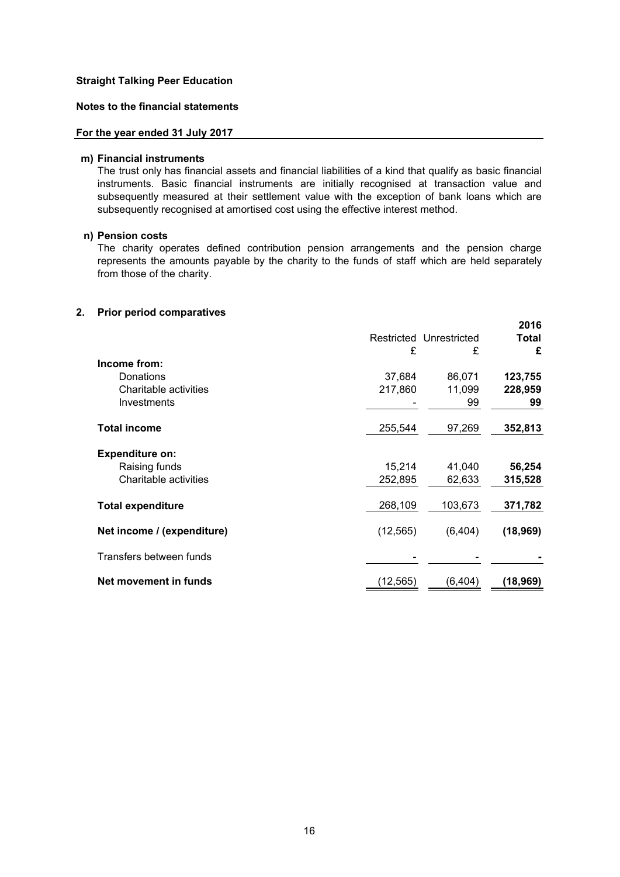**Straight Talking Peer Education**

**Notes to the financial statements**

**For the year ended 31 July 2017**

**m) Financial instruments**

The trust only has financial assets and financial liabilities of a kind that qualify as basic financial instruments. Basic financial instruments are initially recognised at transaction value and subsequently measured at their settlement value with the exception of bank loans which are subsequently recognised at amortised cost using the effective interest method.

**n) Pension costs**

The charity operates defined contribution pension arrangements and the pension charge represents the amounts payable by the charity to the funds of staff which are held separately from those of the charity.

## 2. Prior period comparatives

| | Restricted £ | Unrestricted £ | **2016 Total £** |
|---|---|---|---|
| **Income from:** | | | |
| Donations | 37,684 | 86,071 | **123,755** |
| Charitable activities | 217,860 | 11,099 | **228,959** |
| Investments | - | 99 | **99** |
| **Total income** | 255,544 | 97,269 | **352,813** |
| **Expenditure on:** | | | |
| Raising funds | 15,214 | 41,040 | **56,254** |
| Charitable activities | 252,895 | 62,633 | **315,528** |
| **Total expenditure** | 268,109 | 103,673 | **371,782** |
| **Net income / (expenditure)** | (12,565) | (6,404) | **(18,969)** |
| Transfers between funds | - | - | **-** |
| **Net movement in funds** | (12,565) | (6,404) | **(18,969)** |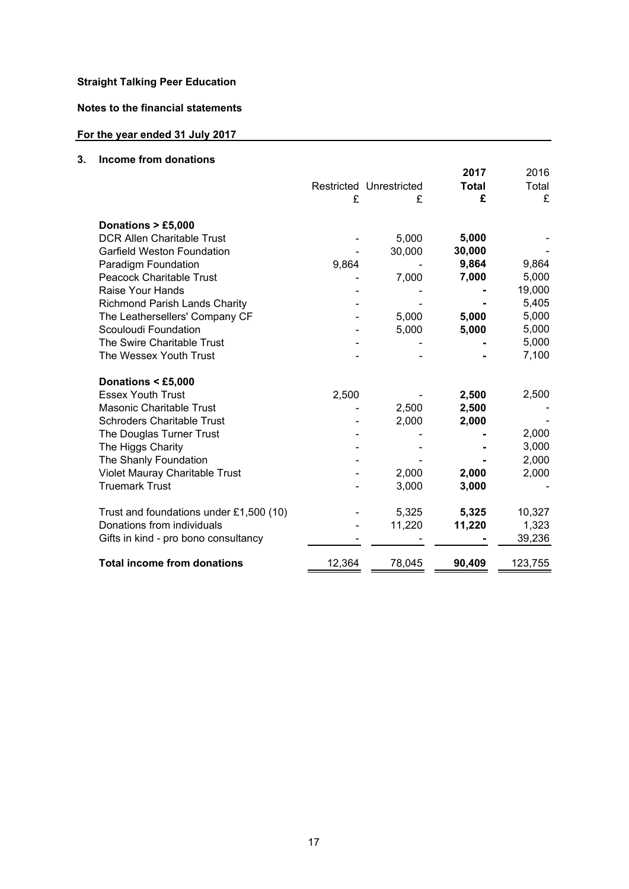**Straight Talking Peer Education**

**Notes to the financial statements**

**For the year ended 31 July 2017**

### 3. Income from donations

| | Restricted £ | Unrestricted £ | **2017 Total £** | 2016 Total £ |
|---|---|---|---|---|
| **Donations > £5,000** | | | | |
| DCR Allen Charitable Trust | - | 5,000 | **5,000** | - |
| Garfield Weston Foundation | - | 30,000 | **30,000** | - |
| Paradigm Foundation | 9,864 | - | **9,864** | 9,864 |
| Peacock Charitable Trust | - | 7,000 | **7,000** | 5,000 |
| Raise Your Hands | - | - | **-** | 19,000 |
| Richmond Parish Lands Charity | - | - | **-** | 5,405 |
| The Leathersellers' Company CF | - | 5,000 | **5,000** | 5,000 |
| Scouloudi Foundation | - | 5,000 | **5,000** | 5,000 |
| The Swire Charitable Trust | - | - | **-** | 5,000 |
| The Wessex Youth Trust | - | - | **-** | 7,100 |
| **Donations < £5,000** | | | | |
| Essex Youth Trust | 2,500 | - | **2,500** | 2,500 |
| Masonic Charitable Trust | - | 2,500 | **2,500** | - |
| Schroders Charitable Trust | - | 2,000 | **2,000** | - |
| The Douglas Turner Trust | - | - | **-** | 2,000 |
| The Higgs Charity | - | - | **-** | 3,000 |
| The Shanly Foundation | - | - | **-** | 2,000 |
| Violet Mauray Charitable Trust | - | 2,000 | **2,000** | 2,000 |
| Truemark Trust | - | 3,000 | **3,000** | - |
| Trust and foundations under £1,500 (10) | - | 5,325 | **5,325** | 10,327 |
| Donations from individuals | - | 11,220 | **11,220** | 1,323 |
| Gifts in kind - pro bono consultancy | - | - | **-** | 39,236 |
| **Total income from donations** | 12,364 | 78,045 | **90,409** | 123,755 |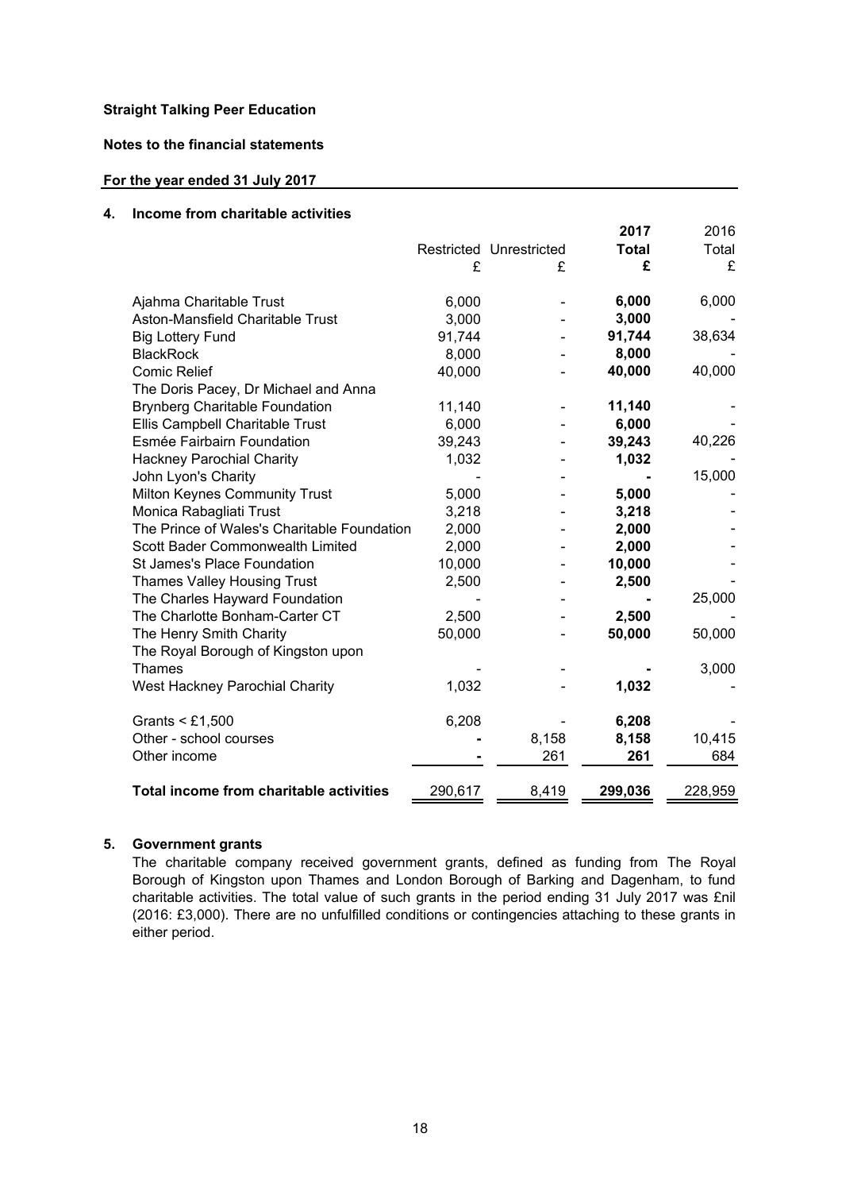**Straight Talking Peer Education**

**Notes to the financial statements**

**For the year ended 31 July 2017**

## 4. Income from charitable activities

| | Restricted £ | Unrestricted £ | **2017 Total £** | 2016 Total £ |
|---|---|---|---|---|
| Ajahma Charitable Trust | 6,000 | - | **6,000** | 6,000 |
| Aston-Mansfield Charitable Trust | 3,000 | - | **3,000** | - |
| Big Lottery Fund | 91,744 | - | **91,744** | 38,634 |
| BlackRock | 8,000 | - | **8,000** | - |
| Comic Relief | 40,000 | - | **40,000** | 40,000 |
| The Doris Pacey, Dr Michael and Anna Brynberg Charitable Foundation | 11,140 | - | **11,140** | - |
| Ellis Campbell Charitable Trust | 6,000 | - | **6,000** | - |
| Esmée Fairbairn Foundation | 39,243 | - | **39,243** | 40,226 |
| Hackney Parochial Charity | 1,032 | - | **1,032** | - |
| John Lyon's Charity | - | - | **-** | 15,000 |
| Milton Keynes Community Trust | 5,000 | - | **5,000** | - |
| Monica Rabagliati Trust | 3,218 | - | **3,218** | - |
| The Prince of Wales's Charitable Foundation | 2,000 | - | **2,000** | - |
| Scott Bader Commonwealth Limited | 2,000 | - | **2,000** | - |
| St James's Place Foundation | 10,000 | - | **10,000** | - |
| Thames Valley Housing Trust | 2,500 | - | **2,500** | - |
| The Charles Hayward Foundation | - | - | **-** | 25,000 |
| The Charlotte Bonham-Carter CT | 2,500 | - | **2,500** | - |
| The Henry Smith Charity | 50,000 | - | **50,000** | 50,000 |
| The Royal Borough of Kingston upon Thames | - | - | **-** | 3,000 |
| West Hackney Parochial Charity | 1,032 | - | **1,032** | - |
| Grants < £1,500 | 6,208 | - | **6,208** | - |
| Other - school courses | **-** | 8,158 | **8,158** | 10,415 |
| Other income | **-** | 261 | **261** | 684 |
| **Total income from charitable activities** | 290,617 | 8,419 | **299,036** | 228,959 |

## 5. Government grants

The charitable company received government grants, defined as funding from The Royal Borough of Kingston upon Thames and London Borough of Barking and Dagenham, to fund charitable activities. The total value of such grants in the period ending 31 July 2017 was £nil (2016: £3,000). There are no unfulfilled conditions or contingencies attaching to these grants in either period.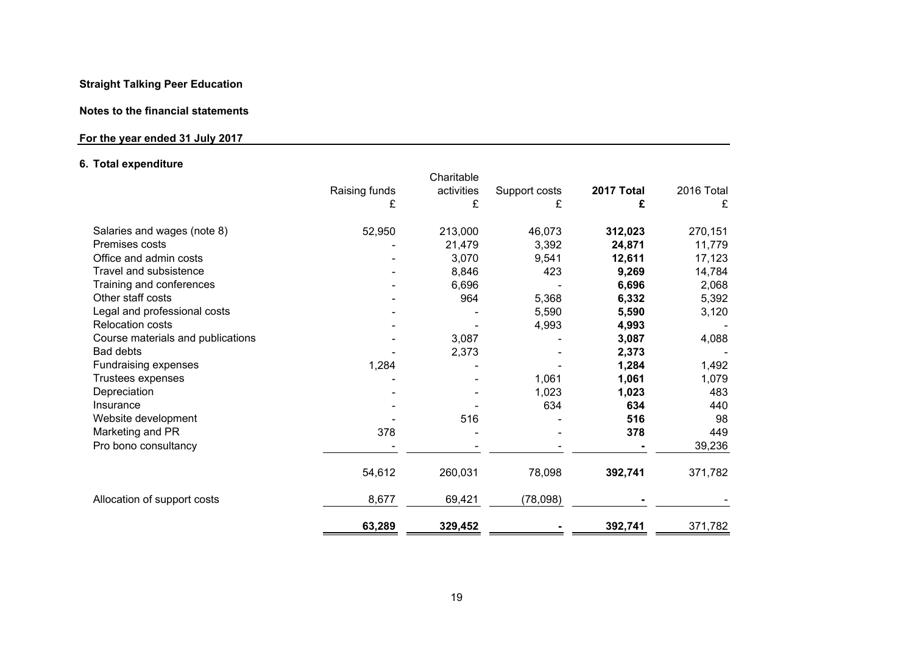**Straight Talking Peer Education**

**Notes to the financial statements**

**For the year ended 31 July 2017**

**6. Total expenditure**

| | Raising funds £ | Charitable activities £ | Support costs £ | **2017 Total £** | 2016 Total £ |
|---|---|---|---|---|---|
| Salaries and wages (note 8) | 52,950 | 213,000 | 46,073 | **312,023** | 270,151 |
| Premises costs | - | 21,479 | 3,392 | **24,871** | 11,779 |
| Office and admin costs | - | 3,070 | 9,541 | **12,611** | 17,123 |
| Travel and subsistence | - | 8,846 | 423 | **9,269** | 14,784 |
| Training and conferences | - | 6,696 | - | **6,696** | 2,068 |
| Other staff costs | - | 964 | 5,368 | **6,332** | 5,392 |
| Legal and professional costs | - | - | 5,590 | **5,590** | 3,120 |
| Relocation costs | - | - | 4,993 | **4,993** | - |
| Course materials and publications | - | 3,087 | - | **3,087** | 4,088 |
| Bad debts | - | 2,373 | - | **2,373** | - |
| Fundraising expenses | 1,284 | - | - | **1,284** | 1,492 |
| Trustees expenses | - | - | 1,061 | **1,061** | 1,079 |
| Depreciation | - | - | 1,023 | **1,023** | 483 |
| Insurance | - | - | 634 | **634** | 440 |
| Website development | - | 516 | - | **516** | 98 |
| Marketing and PR | 378 | - | - | **378** | 449 |
| Pro bono consultancy | - | - | - | **-** | 39,236 |
| | 54,612 | 260,031 | 78,098 | **392,741** | 371,782 |
| Allocation of support costs | 8,677 | 69,421 | (78,098) | **-** | - |
| | **63,289** | **329,452** | **-** | **392,741** | 371,782 |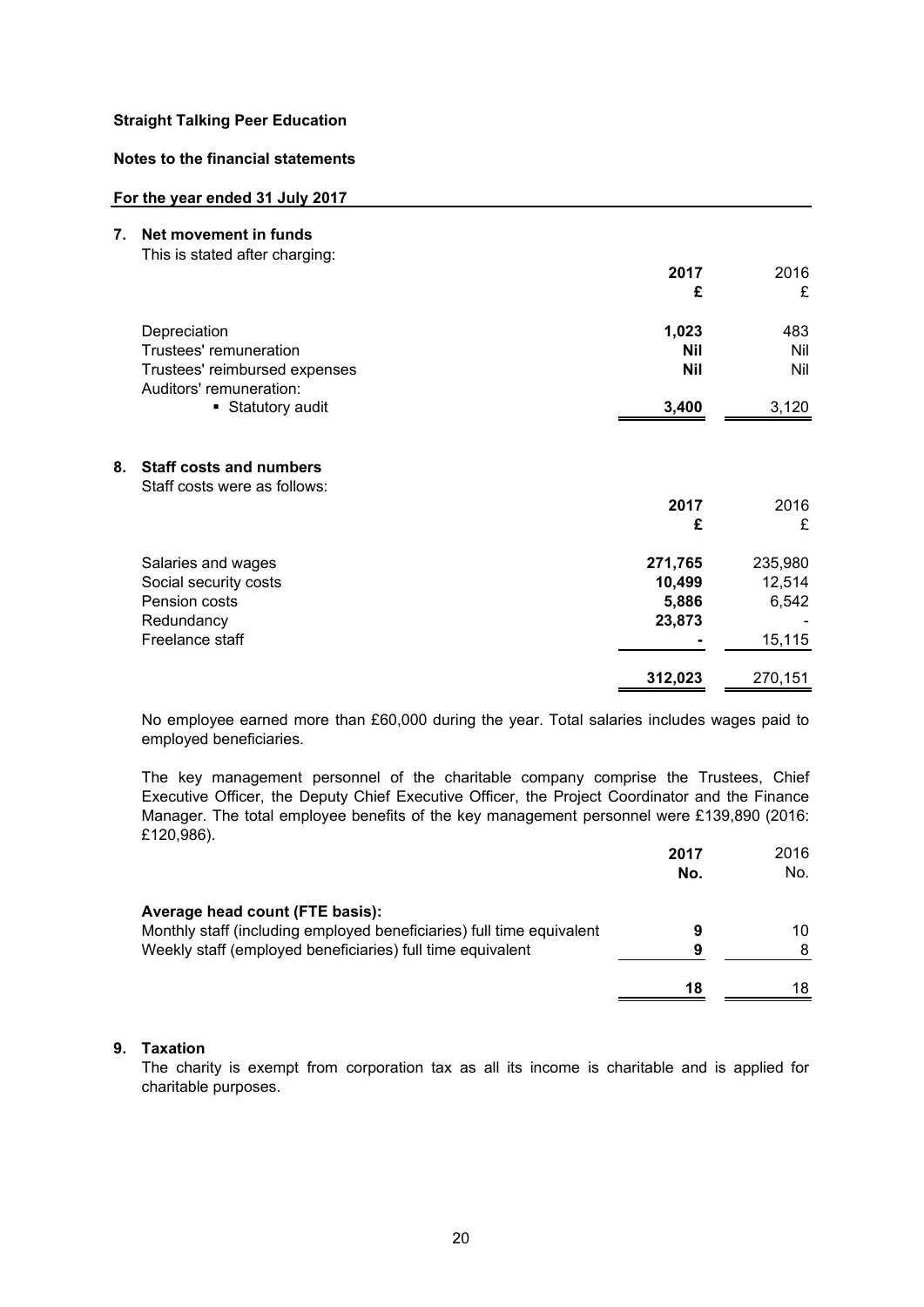**Straight Talking Peer Education**

**Notes to the financial statements**

**For the year ended 31 July 2017**

## 7. Net movement in funds

This is stated after charging:

| | **2017** | 2016 |
|---|---|---|
| | **£** | £ |
| Depreciation | **1,023** | 483 |
| Trustees' remuneration | **Nil** | Nil |
| Trustees' reimbursed expenses | **Nil** | Nil |
| Auditors' remuneration: | | |
| ▪ Statutory audit | **3,400** | 3,120 |

## 8. Staff costs and numbers

Staff costs were as follows:

| | **2017** | 2016 |
|---|---|---|
| | **£** | £ |
| Salaries and wages | **271,765** | 235,980 |
| Social security costs | **10,499** | 12,514 |
| Pension costs | **5,886** | 6,542 |
| Redundancy | **23,873** | - |
| Freelance staff | **-** | 15,115 |
| | **312,023** | 270,151 |

No employee earned more than £60,000 during the year. Total salaries includes wages paid to employed beneficiaries.

The key management personnel of the charitable company comprise the Trustees, Chief Executive Officer, the Deputy Chief Executive Officer, the Project Coordinator and the Finance Manager. The total employee benefits of the key management personnel were £139,890 (2016: £120,986).

| | **2017** | 2016 |
|---|---|---|
| | **No.** | No. |
| **Average head count (FTE basis):** | | |
| Monthly staff (including employed beneficiaries) full time equivalent | **9** | 10 |
| Weekly staff (employed beneficiaries) full time equivalent | **9** | 8 |
| | **18** | 18 |

## 9. Taxation

The charity is exempt from corporation tax as all its income is charitable and is applied for charitable purposes.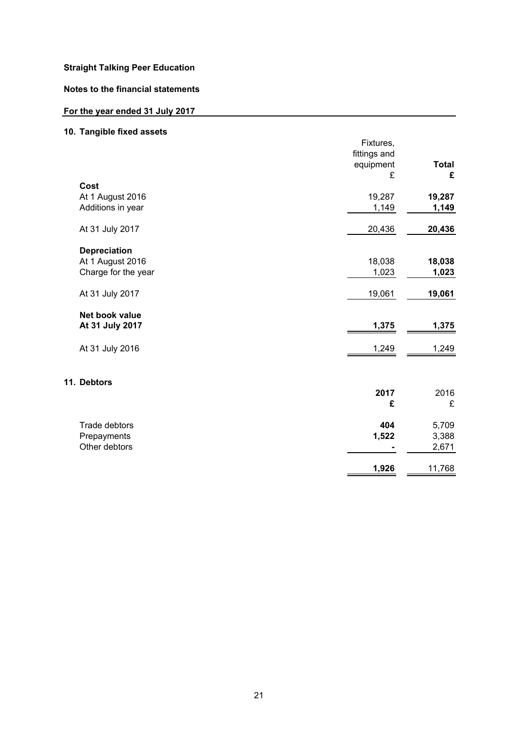**Straight Talking Peer Education**

**Notes to the financial statements**

**For the year ended 31 July 2017**

## 10. Tangible fixed assets

| | Fixtures, fittings and equipment £ | **Total £** |
|---|---|---|
| **Cost** | | |
| At 1 August 2016 | 19,287 | **19,287** |
| Additions in year | 1,149 | **1,149** |
| At 31 July 2017 | 20,436 | **20,436** |
| **Depreciation** | | |
| At 1 August 2016 | 18,038 | **18,038** |
| Charge for the year | 1,023 | **1,023** |
| At 31 July 2017 | 19,061 | **19,061** |
| **Net book value** | | |
| **At 31 July 2017** | **1,375** | **1,375** |
| At 31 July 2016 | 1,249 | 1,249 |

## 11. Debtors

| | **2017 £** | 2016 £ |
|---|---|---|
| Trade debtors | **404** | 5,709 |
| Prepayments | **1,522** | 3,388 |
| Other debtors | **-** | 2,671 |
| | **1,926** | 11,768 |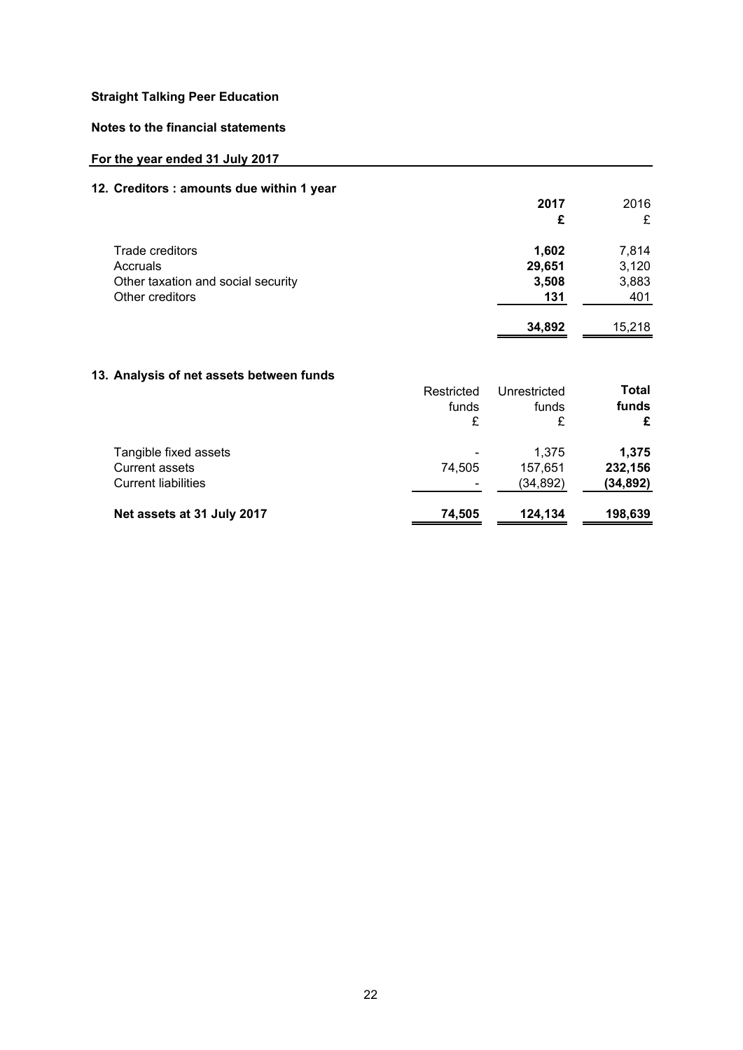**Straight Talking Peer Education**

**Notes to the financial statements**

**For the year ended 31 July 2017**

## 12. Creditors : amounts due within 1 year

| | **2017** | 2016 |
|---|---|---|
| | **£** | £ |
| Trade creditors | **1,602** | 7,814 |
| Accruals | **29,651** | 3,120 |
| Other taxation and social security | **3,508** | 3,883 |
| Other creditors | **131** | 401 |
| | **34,892** | 15,218 |

## 13. Analysis of net assets between funds

| | Restricted funds | Unrestricted funds | **Total funds** |
|---|---|---|---|
| | £ | £ | **£** |
| Tangible fixed assets | - | 1,375 | **1,375** |
| Current assets | 74,505 | 157,651 | **232,156** |
| Current liabilities | - | (34,892) | **(34,892)** |
| **Net assets at 31 July 2017** | **74,505** | **124,134** | **198,639** |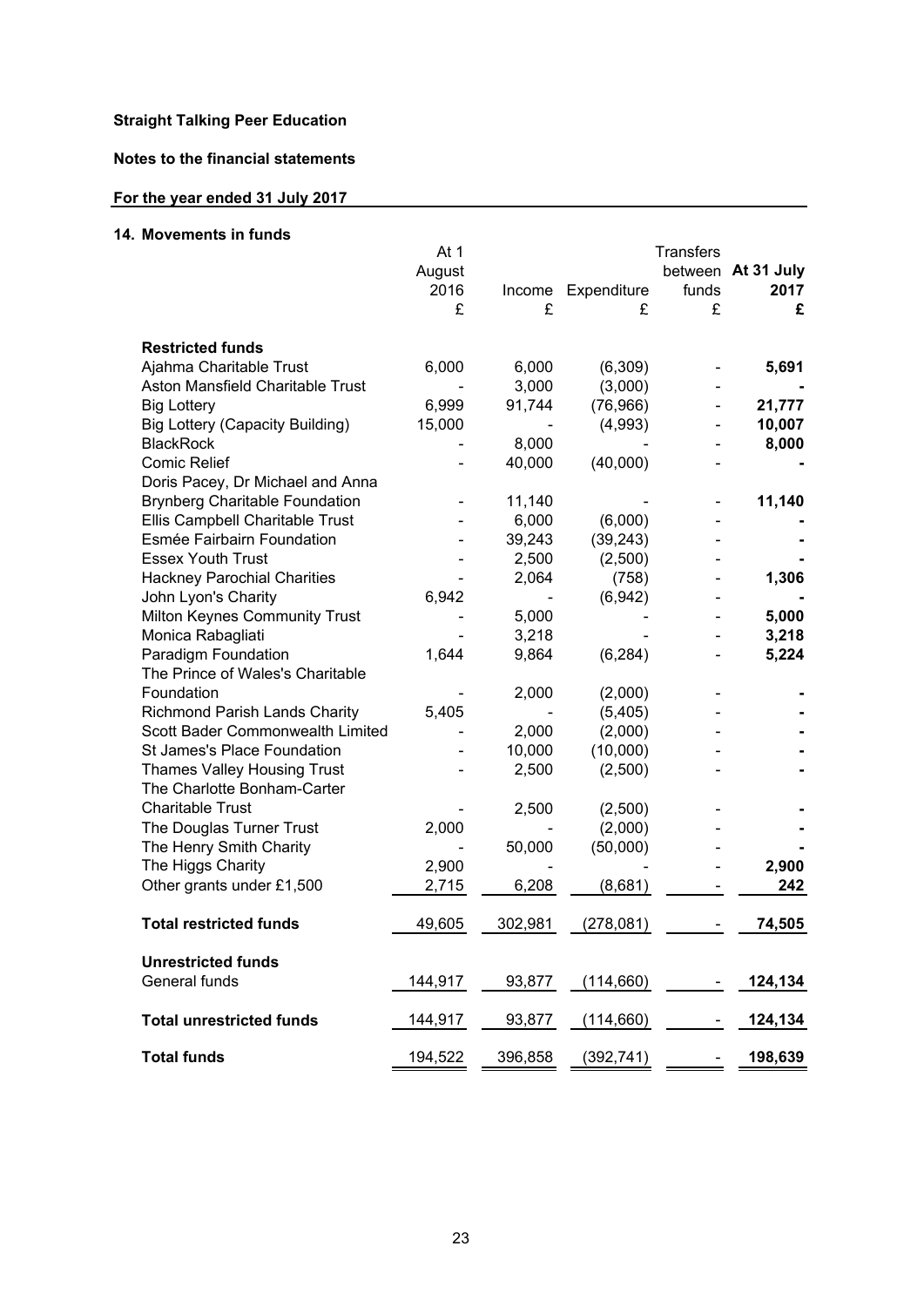**Straight Talking Peer Education**

**Notes to the financial statements**

**For the year ended 31 July 2017**

**14. Movements in funds**

| | At 1 August 2016 £ | Income £ | Expenditure £ | Transfers between funds £ | At 31 July 2017 £ |
|---|---|---|---|---|---|
| **Restricted funds** | | | | | |
| Ajahma Charitable Trust | 6,000 | 6,000 | (6,309) | - | **5,691** |
| Aston Mansfield Charitable Trust | - | 3,000 | (3,000) | - | **-** |
| Big Lottery | 6,999 | 91,744 | (76,966) | - | **21,777** |
| Big Lottery (Capacity Building) | 15,000 | - | (4,993) | - | **10,007** |
| BlackRock | - | 8,000 | - | - | **8,000** |
| Comic Relief | - | 40,000 | (40,000) | - | **-** |
| Doris Pacey, Dr Michael and Anna Brynberg Charitable Foundation | - | 11,140 | - | - | **11,140** |
| Ellis Campbell Charitable Trust | - | 6,000 | (6,000) | - | **-** |
| Esmée Fairbairn Foundation | - | 39,243 | (39,243) | - | **-** |
| Essex Youth Trust | - | 2,500 | (2,500) | - | **-** |
| Hackney Parochial Charities | - | 2,064 | (758) | - | **1,306** |
| John Lyon's Charity | 6,942 | - | (6,942) | - | **-** |
| Milton Keynes Community Trust | - | 5,000 | - | - | **5,000** |
| Monica Rabagliati | - | 3,218 | - | - | **3,218** |
| Paradigm Foundation | 1,644 | 9,864 | (6,284) | - | **5,224** |
| The Prince of Wales's Charitable Foundation | - | 2,000 | (2,000) | - | **-** |
| Richmond Parish Lands Charity | 5,405 | - | (5,405) | - | **-** |
| Scott Bader Commonwealth Limited | - | 2,000 | (2,000) | - | **-** |
| St James's Place Foundation | - | 10,000 | (10,000) | - | **-** |
| Thames Valley Housing Trust | - | 2,500 | (2,500) | - | **-** |
| The Charlotte Bonham-Carter Charitable Trust | - | 2,500 | (2,500) | - | **-** |
| The Douglas Turner Trust | 2,000 | - | (2,000) | - | **-** |
| The Henry Smith Charity | - | 50,000 | (50,000) | - | **-** |
| The Higgs Charity | 2,900 | - | - | - | **2,900** |
| Other grants under £1,500 | 2,715 | 6,208 | (8,681) | - | **242** |
| **Total restricted funds** | 49,605 | 302,981 | (278,081) | - | **74,505** |
| **Unrestricted funds** | | | | | |
| General funds | 144,917 | 93,877 | (114,660) | - | **124,134** |
| **Total unrestricted funds** | 144,917 | 93,877 | (114,660) | - | **124,134** |
| **Total funds** | 194,522 | 396,858 | (392,741) | - | **198,639** |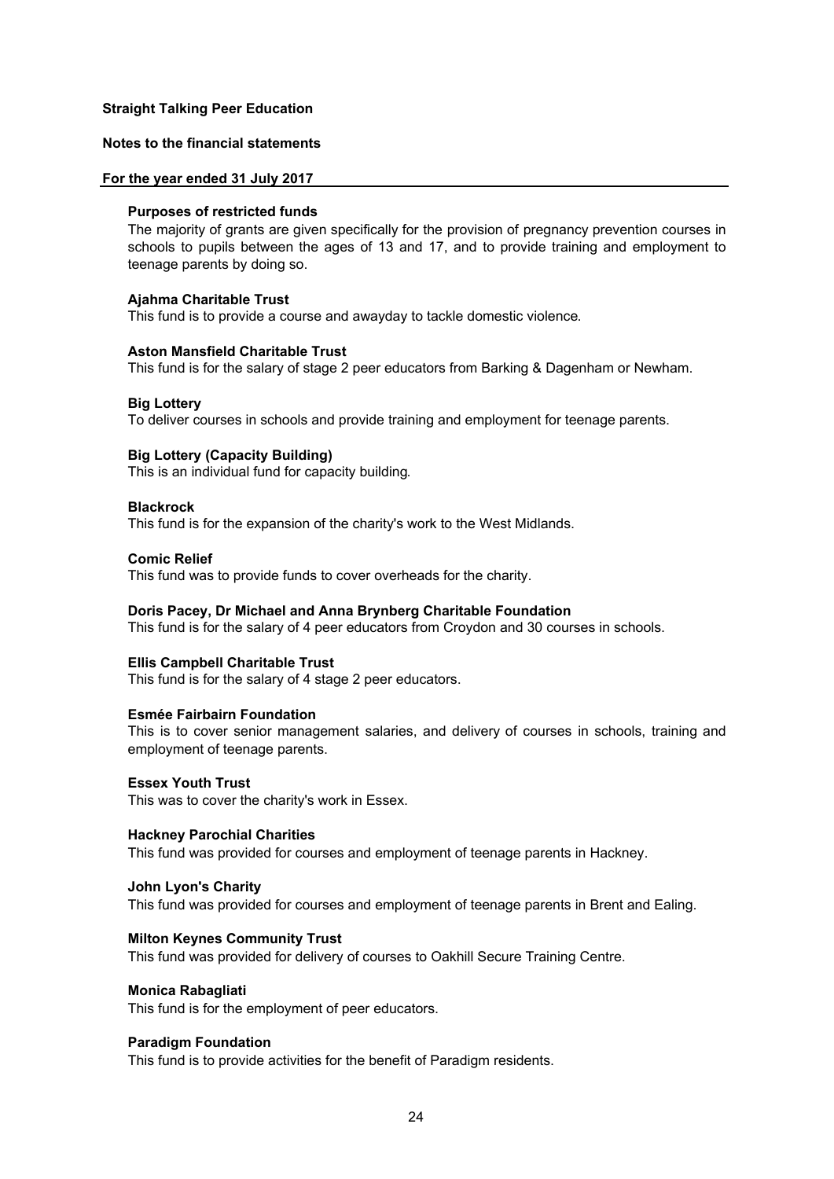**Straight Talking Peer Education**

**Notes to the financial statements**

**For the year ended 31 July 2017**

**Purposes of restricted funds**

The majority of grants are given specifically for the provision of pregnancy prevention courses in schools to pupils between the ages of 13 and 17, and to provide training and employment to teenage parents by doing so.

**Ajahma Charitable Trust**

This fund is to provide a course and awayday to tackle domestic violence.

**Aston Mansfield Charitable Trust**

This fund is for the salary of stage 2 peer educators from Barking & Dagenham or Newham.

**Big Lottery**

To deliver courses in schools and provide training and employment for teenage parents.

**Big Lottery (Capacity Building)**

This is an individual fund for capacity building.

**Blackrock**

This fund is for the expansion of the charity's work to the West Midlands.

**Comic Relief**

This fund was to provide funds to cover overheads for the charity.

**Doris Pacey, Dr Michael and Anna Brynberg Charitable Foundation**

This fund is for the salary of 4 peer educators from Croydon and 30 courses in schools.

**Ellis Campbell Charitable Trust**

This fund is for the salary of 4 stage 2 peer educators.

**Esmée Fairbairn Foundation**

This is to cover senior management salaries, and delivery of courses in schools, training and employment of teenage parents.

**Essex Youth Trust**

This was to cover the charity's work in Essex.

**Hackney Parochial Charities**

This fund was provided for courses and employment of teenage parents in Hackney.

**John Lyon's Charity**

This fund was provided for courses and employment of teenage parents in Brent and Ealing.

**Milton Keynes Community Trust**

This fund was provided for delivery of courses to Oakhill Secure Training Centre.

**Monica Rabagliati**

This fund is for the employment of peer educators.

**Paradigm Foundation**

This fund is to provide activities for the benefit of Paradigm residents.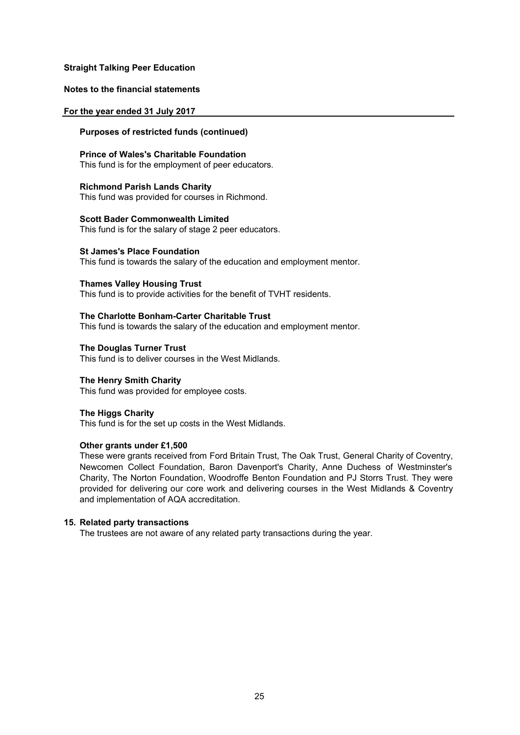**Purposes of restricted funds (continued)**

**Prince of Wales's Charitable Foundation**
This fund is for the employment of peer educators.

**Richmond Parish Lands Charity**
This fund was provided for courses in Richmond.

**Scott Bader Commonwealth Limited**
This fund is for the salary of stage 2 peer educators.

**St James's Place Foundation**
This fund is towards the salary of the education and employment mentor.

**Thames Valley Housing Trust**
This fund is to provide activities for the benefit of TVHT residents.

**The Charlotte Bonham-Carter Charitable Trust**
This fund is towards the salary of the education and employment mentor.

**The Douglas Turner Trust**
This fund is to deliver courses in the West Midlands.

**The Henry Smith Charity**
This fund was provided for employee costs.

**The Higgs Charity**
This fund is for the set up costs in the West Midlands.

**Other grants under £1,500**
These were grants received from Ford Britain Trust, The Oak Trust, General Charity of Coventry, Newcomen Collect Foundation, Baron Davenport's Charity, Anne Duchess of Westminster's Charity, The Norton Foundation, Woodroffe Benton Foundation and PJ Storrs Trust. They were provided for delivering our core work and delivering courses in the West Midlands & Coventry and implementation of AQA accreditation.

## 15. Related party transactions

The trustees are not aware of any related party transactions during the year.